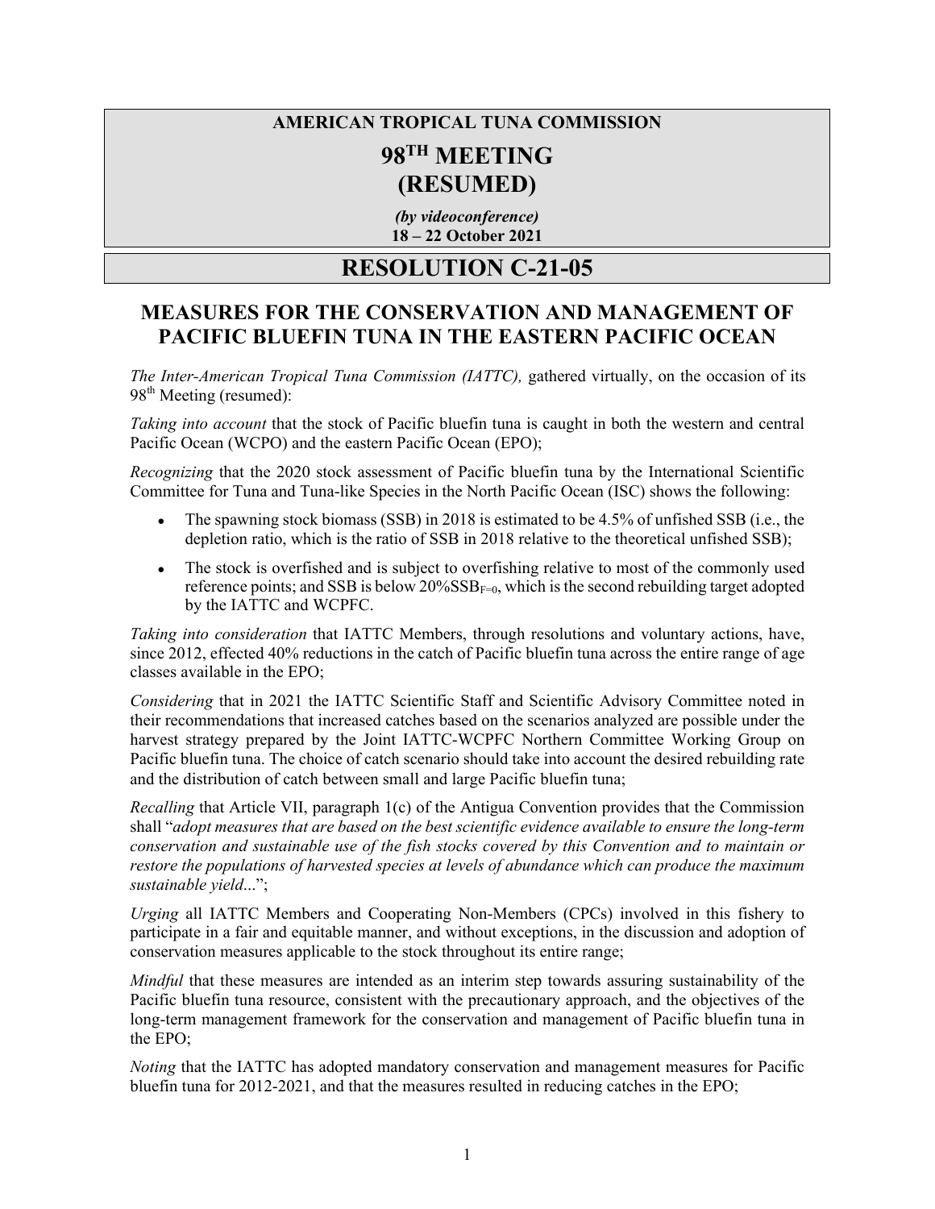# AMERICAN TROPICAL TUNA COMMISSION

# 98TH MEETING (RESUMED)

***(by videoconference)***
**18 – 22 October 2021**

# RESOLUTION C-21-05

## MEASURES FOR THE CONSERVATION AND MANAGEMENT OF PACIFIC BLUEFIN TUNA IN THE EASTERN PACIFIC OCEAN

*The Inter-American Tropical Tuna Commission (IATTC),* gathered virtually, on the occasion of its 98th Meeting (resumed):

*Taking into account* that the stock of Pacific bluefin tuna is caught in both the western and central Pacific Ocean (WCPO) and the eastern Pacific Ocean (EPO);

*Recognizing* that the 2020 stock assessment of Pacific bluefin tuna by the International Scientific Committee for Tuna and Tuna-like Species in the North Pacific Ocean (ISC) shows the following:

- The spawning stock biomass (SSB) in 2018 is estimated to be 4.5% of unfished SSB (i.e., the depletion ratio, which is the ratio of SSB in 2018 relative to the theoretical unfished SSB);
- The stock is overfished and is subject to overfishing relative to most of the commonly used reference points; and SSB is below 20%$SSB_{F=0}$, which is the second rebuilding target adopted by the IATTC and WCPFC.

*Taking into consideration* that IATTC Members, through resolutions and voluntary actions, have, since 2012, effected 40% reductions in the catch of Pacific bluefin tuna across the entire range of age classes available in the EPO;

*Considering* that in 2021 the IATTC Scientific Staff and Scientific Advisory Committee noted in their recommendations that increased catches based on the scenarios analyzed are possible under the harvest strategy prepared by the Joint IATTC-WCPFC Northern Committee Working Group on Pacific bluefin tuna. The choice of catch scenario should take into account the desired rebuilding rate and the distribution of catch between small and large Pacific bluefin tuna;

*Recalling* that Article VII, paragraph 1(c) of the Antigua Convention provides that the Commission shall "*adopt measures that are based on the best scientific evidence available to ensure the long-term conservation and sustainable use of the fish stocks covered by this Convention and to maintain or restore the populations of harvested species at levels of abundance which can produce the maximum sustainable yield*...";

*Urging* all IATTC Members and Cooperating Non-Members (CPCs) involved in this fishery to participate in a fair and equitable manner, and without exceptions, in the discussion and adoption of conservation measures applicable to the stock throughout its entire range;

*Mindful* that these measures are intended as an interim step towards assuring sustainability of the Pacific bluefin tuna resource, consistent with the precautionary approach, and the objectives of the long-term management framework for the conservation and management of Pacific bluefin tuna in the EPO;

*Noting* that the IATTC has adopted mandatory conservation and management measures for Pacific bluefin tuna for 2012-2021, and that the measures resulted in reducing catches in the EPO;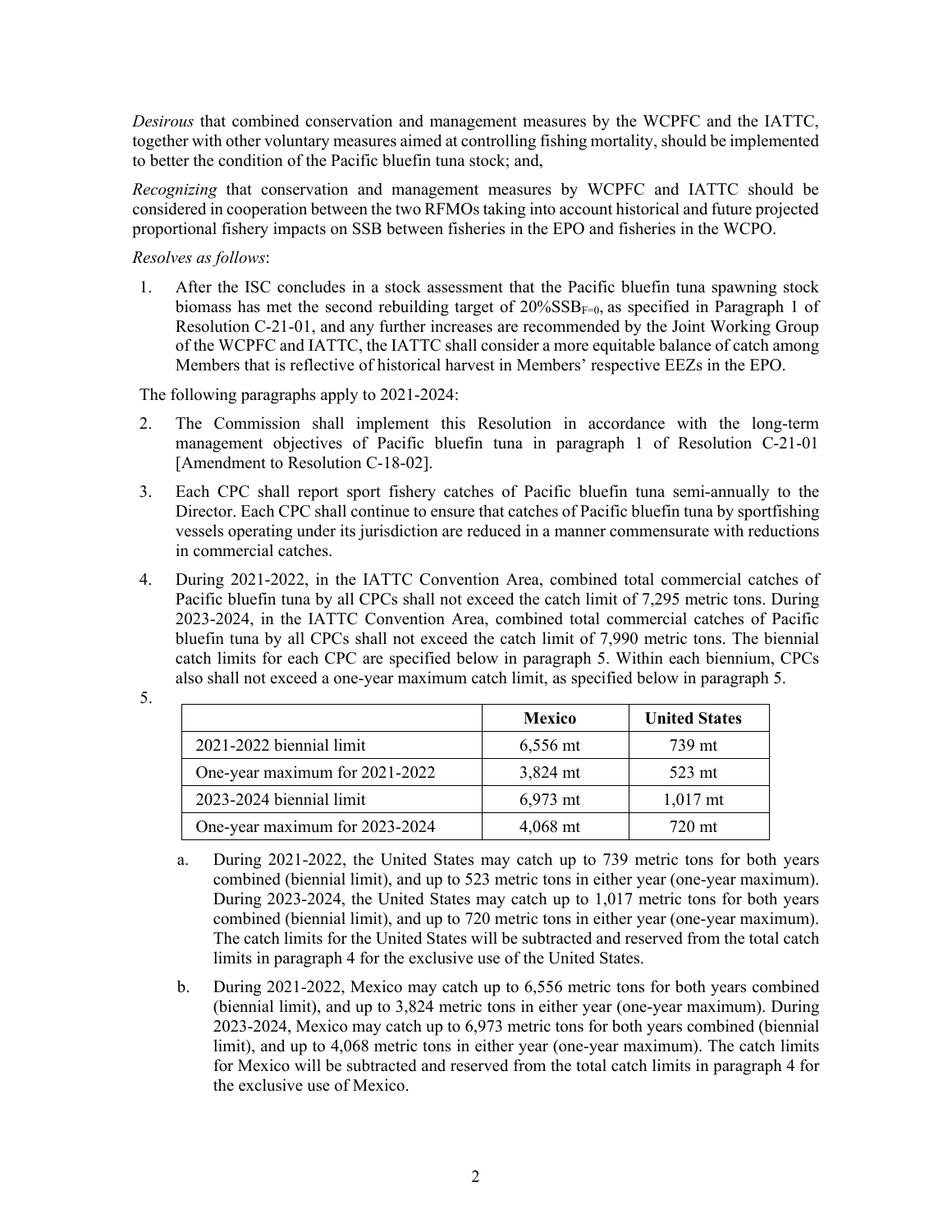*Desirous* that combined conservation and management measures by the WCPFC and the IATTC, together with other voluntary measures aimed at controlling fishing mortality, should be implemented to better the condition of the Pacific bluefin tuna stock; and,

*Recognizing* that conservation and management measures by WCPFC and IATTC should be considered in cooperation between the two RFMOs taking into account historical and future projected proportional fishery impacts on SSB between fisheries in the EPO and fisheries in the WCPO.

*Resolves as follows*:

1. After the ISC concludes in a stock assessment that the Pacific bluefin tuna spawning stock biomass has met the second rebuilding target of $20\%SSB_{F=0}$, as specified in Paragraph 1 of Resolution C-21-01, and any further increases are recommended by the Joint Working Group of the WCPFC and IATTC, the IATTC shall consider a more equitable balance of catch among Members that is reflective of historical harvest in Members' respective EEZs in the EPO.

The following paragraphs apply to 2021-2024:

2. The Commission shall implement this Resolution in accordance with the long-term management objectives of Pacific bluefin tuna in paragraph 1 of Resolution C-21-01 [Amendment to Resolution C-18-02].

3. Each CPC shall report sport fishery catches of Pacific bluefin tuna semi-annually to the Director. Each CPC shall continue to ensure that catches of Pacific bluefin tuna by sportfishing vessels operating under its jurisdiction are reduced in a manner commensurate with reductions in commercial catches.

4. During 2021-2022, in the IATTC Convention Area, combined total commercial catches of Pacific bluefin tuna by all CPCs shall not exceed the catch limit of 7,295 metric tons. During 2023-2024, in the IATTC Convention Area, combined total commercial catches of Pacific bluefin tuna by all CPCs shall not exceed the catch limit of 7,990 metric tons. The biennial catch limits for each CPC are specified below in paragraph 5. Within each biennium, CPCs also shall not exceed a one-year maximum catch limit, as specified below in paragraph 5.

5. 

| | Mexico | United States |
|---|---|---|
| 2021-2022 biennial limit | 6,556 mt | 739 mt |
| One-year maximum for 2021-2022 | 3,824 mt | 523 mt |
| 2023-2024 biennial limit | 6,973 mt | 1,017 mt |
| One-year maximum for 2023-2024 | 4,068 mt | 720 mt |

   a. During 2021-2022, the United States may catch up to 739 metric tons for both years combined (biennial limit), and up to 523 metric tons in either year (one-year maximum). During 2023-2024, the United States may catch up to 1,017 metric tons for both years combined (biennial limit), and up to 720 metric tons in either year (one-year maximum). The catch limits for the United States will be subtracted and reserved from the total catch limits in paragraph 4 for the exclusive use of the United States.

   b. During 2021-2022, Mexico may catch up to 6,556 metric tons for both years combined (biennial limit), and up to 3,824 metric tons in either year (one-year maximum). During 2023-2024, Mexico may catch up to 6,973 metric tons for both years combined (biennial limit), and up to 4,068 metric tons in either year (one-year maximum). The catch limits for Mexico will be subtracted and reserved from the total catch limits in paragraph 4 for the exclusive use of Mexico.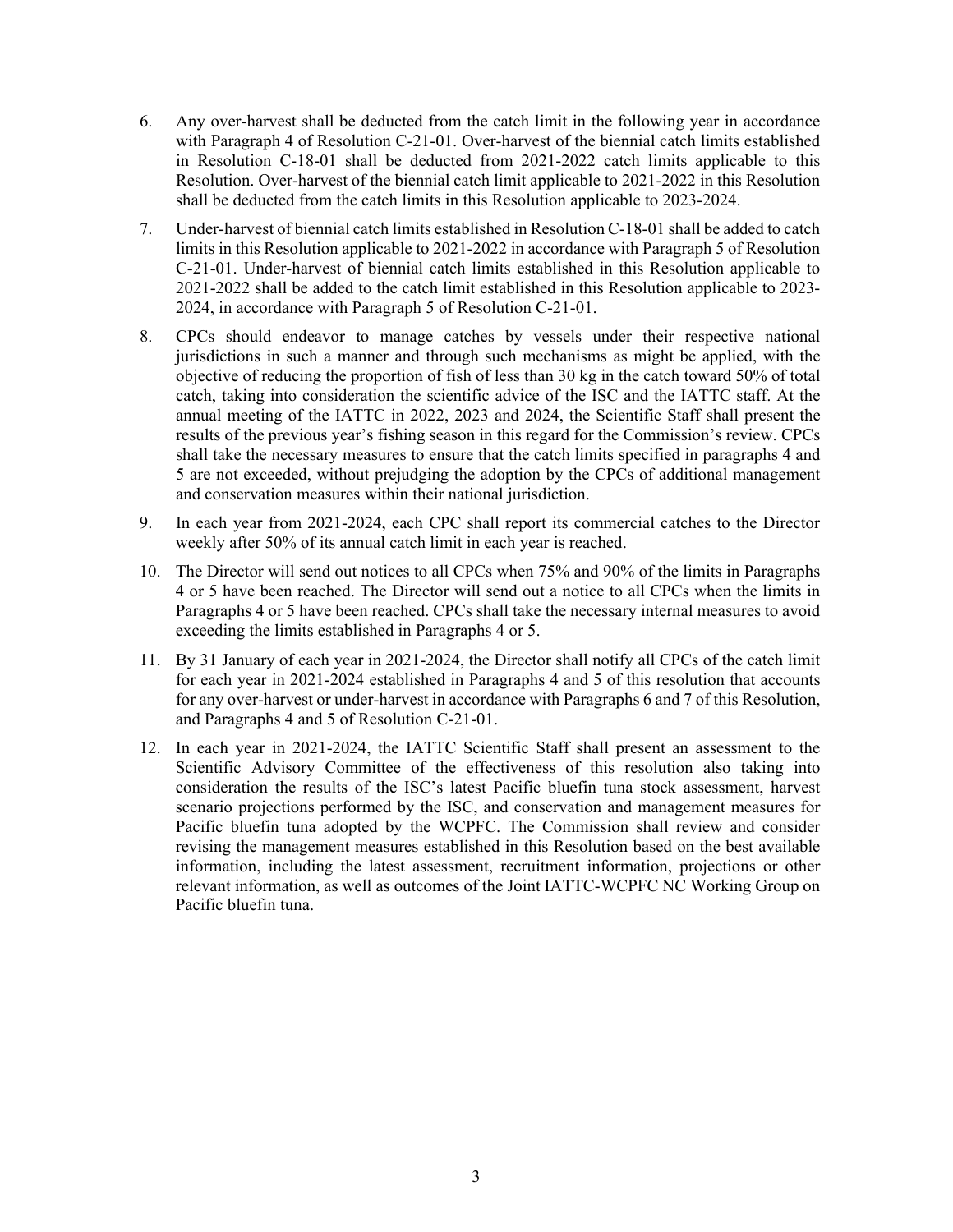6. Any over-harvest shall be deducted from the catch limit in the following year in accordance with Paragraph 4 of Resolution C-21-01. Over-harvest of the biennial catch limits established in Resolution C-18-01 shall be deducted from 2021-2022 catch limits applicable to this Resolution. Over-harvest of the biennial catch limit applicable to 2021-2022 in this Resolution shall be deducted from the catch limits in this Resolution applicable to 2023-2024.

7. Under-harvest of biennial catch limits established in Resolution C-18-01 shall be added to catch limits in this Resolution applicable to 2021-2022 in accordance with Paragraph 5 of Resolution C-21-01. Under-harvest of biennial catch limits established in this Resolution applicable to 2021-2022 shall be added to the catch limit established in this Resolution applicable to 2023-2024, in accordance with Paragraph 5 of Resolution C-21-01.

8. CPCs should endeavor to manage catches by vessels under their respective national jurisdictions in such a manner and through such mechanisms as might be applied, with the objective of reducing the proportion of fish of less than 30 kg in the catch toward 50% of total catch, taking into consideration the scientific advice of the ISC and the IATTC staff. At the annual meeting of the IATTC in 2022, 2023 and 2024, the Scientific Staff shall present the results of the previous year's fishing season in this regard for the Commission's review. CPCs shall take the necessary measures to ensure that the catch limits specified in paragraphs 4 and 5 are not exceeded, without prejudging the adoption by the CPCs of additional management and conservation measures within their national jurisdiction.

9. In each year from 2021-2024, each CPC shall report its commercial catches to the Director weekly after 50% of its annual catch limit in each year is reached.

10. The Director will send out notices to all CPCs when 75% and 90% of the limits in Paragraphs 4 or 5 have been reached. The Director will send out a notice to all CPCs when the limits in Paragraphs 4 or 5 have been reached. CPCs shall take the necessary internal measures to avoid exceeding the limits established in Paragraphs 4 or 5.

11. By 31 January of each year in 2021-2024, the Director shall notify all CPCs of the catch limit for each year in 2021-2024 established in Paragraphs 4 and 5 of this resolution that accounts for any over-harvest or under-harvest in accordance with Paragraphs 6 and 7 of this Resolution, and Paragraphs 4 and 5 of Resolution C-21-01.

12. In each year in 2021-2024, the IATTC Scientific Staff shall present an assessment to the Scientific Advisory Committee of the effectiveness of this resolution also taking into consideration the results of the ISC's latest Pacific bluefin tuna stock assessment, harvest scenario projections performed by the ISC, and conservation and management measures for Pacific bluefin tuna adopted by the WCPFC. The Commission shall review and consider revising the management measures established in this Resolution based on the best available information, including the latest assessment, recruitment information, projections or other relevant information, as well as outcomes of the Joint IATTC-WCPFC NC Working Group on Pacific bluefin tuna.